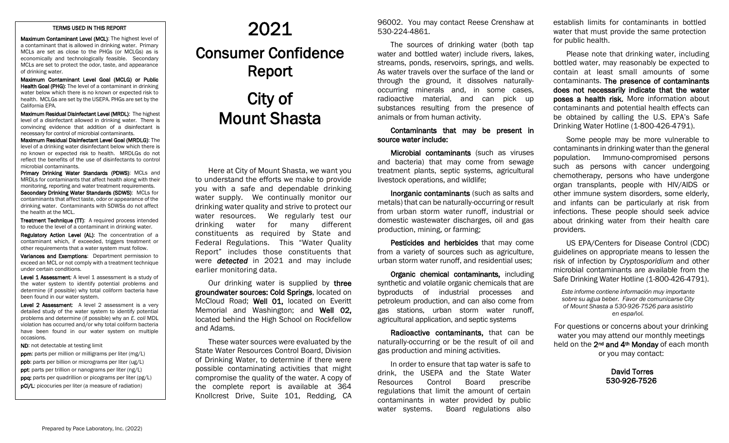# 2021

# Consumer Confidence Report

# City of Mount Shasta

### TERMS USED IN THIS REPORT

**Maximum Contaminant Level (MCL)**: The highest level of a contaminant that is allowed in drinking water. Primary MCLs are set as close to the PHGs (or MCLGs) as is economically and technologically feasible. Secondary MCLs are set to protect the odor, taste, and appearance of drinking water.

**Maximum Contaminant Level Goal (MCLG) or Public Health Goal (PHG)**: The level of a contaminant in drinking water below which there is no known or expected risk to health. MCLGs are set by the USEPA. PHGs are set by the California EPA.

**Maximum Residual Disinfectant Level (MRDL)**: The highest level of a disinfectant allowed in drinking water. There is convincing evidence that addition of a disinfectant is necessary for control of microbial contaminants.

**Maximum Residual Disinfectant Level Goal (MRDLG)**: The level of a drinking water disinfectant below which there is no known or expected risk to health. MRDLGs do not reflect the benefits of the use of disinfectants to control microbial contaminants.

**Primary Drinking Water Standards (PDWS)**: MCLs and MRDLs for contaminants that affect health along with their monitoring, reporting and water treatment requirements.

**Secondary Drinking Water Standards (SDWS)**: MCLs for contaminants that affect taste, odor or appearance of the drinking water. Contaminants with SDWSs do not affect the health at the MCL.

**Treatment Technique (TT)**: A required process intended to reduce the level of a contaminant in drinking water.

**Regulatory Action Level (AL)**: The concentration of a contaminant which, if exceeded, triggers treatment or other requirements that a water system must follow.

**Variances and Exemptions**: Department permission to exceed an MCL or not comply with a treatment technique under certain conditions.

**Level 1 Assessment**: A level 1 assessment is a study of the water system to identify potential problems and determine (if possible) why total coliform bacteria have been found in our water system.

**Level 2 Assessment**: A level 2 assessment is a very detailed study of the water system to identify potential problems and determine (if possible) why an *E. coli* MDL violation has occurred and/or why total coliform bacteria have been found in our water system on multiple occasions.

**ND**: not detectable at testing limit

**ppm**: parts per million or milligrams per liter (mg/L)

**ppb**: parts per billion or micrograms per liter (ug/L)

**ppt**: parts per trillion or nanograms per liter (ng/L)

**ppq**: parts per quadrillion or picograms per liter (pg/L)

**pCi/L**: picocuries per liter (a measure of radiation)

Prepared by Pace Laboratory, Inc. (2022)

Here at City of Mount Shasta, we want you to understand the efforts we make to provide you with a safe and dependable drinking water supply. We continually monitor our drinking water quality and strive to protect our water resources. We regularly test our drinking water for many different constituents as required by State and Federal Regulations. This "Water Quality Report" includes those constituents that were ***detected*** in 2021 and may include earlier monitoring data.

Our drinking water is supplied by **three groundwater sources: Cold Springs**, located on McCloud Road; **Well 01,** located on Everitt Memorial and Washington; and **Well 02,** located behind the High School on Rockfellow and Adams.

These water sources were evaluated by the State Water Resources Control Board, Division of Drinking Water, to determine if there were possible contaminating activities that might compromise the quality of the water. A copy of the complete report is available at 364 Knollcrest Drive, Suite 101, Redding, CA 96002. You may contact Reese Crenshaw at 530-224-4861.

The sources of drinking water (both tap water and bottled water) include rivers, lakes, streams, ponds, reservoirs, springs, and wells. As water travels over the surface of the land or through the ground, it dissolves naturally-occurring minerals and, in some cases, radioactive material, and can pick up substances resulting from the presence of animals or from human activity.

**Contaminants that may be present in source water include:**

**Microbial contaminants** (such as viruses and bacteria) that may come from sewage treatment plants, septic systems, agricultural livestock operations, and wildlife;

**Inorganic contaminants** (such as salts and metals) that can be naturally-occurring or result from urban storm water runoff, industrial or domestic wastewater discharges, oil and gas production, mining, or farming;

**Pesticides and herbicides** that may come from a variety of sources such as agriculture, urban storm water runoff, and residential uses;

**Organic chemical contaminants,** including synthetic and volatile organic chemicals that are byproducts of industrial processes and petroleum production, and can also come from gas stations, urban storm water runoff, agricultural application, and septic systems

**Radioactive contaminants,** that can be naturally-occurring or be the result of oil and gas production and mining activities.

In order to ensure that tap water is safe to drink, the USEPA and the State Water Resources Control Board prescribe regulations that limit the amount of certain contaminants in water provided by public water systems. Board regulations also establish limits for contaminants in bottled water that must provide the same protection for public health.

Please note that drinking water, including bottled water, may reasonably be expected to contain at least small amounts of some contaminants. **The presence of contaminants does not necessarily indicate that the water poses a health risk.** More information about contaminants and potential health effects can be obtained by calling the U.S. EPA's Safe Drinking Water Hotline (1-800-426-4791).

Some people may be more vulnerable to contaminants in drinking water than the general population. Immuno-compromised persons such as persons with cancer undergoing chemotherapy, persons who have undergone organ transplants, people with HIV/AIDS or other immune system disorders, some elderly, and infants can be particularly at risk from infections. These people should seek advice about drinking water from their health care providers.

US EPA/Centers for Disease Control (CDC) guidelines on appropriate means to lessen the risk of infection by *Cryptosporidium* and other microbial contaminants are available from the Safe Drinking Water Hotline (1-800-426-4791).

*Este informe contiene información muy importante sobre su agua beber. Favor de comunicarse City of Mount Shasta a 530-926-7526 para asistirlo en español.*

For questions or concerns about your drinking water you may attend our monthly meetings held on the **2nd and 4th Monday** of each month or you may contact:

**David Torres**
**530-926-7526**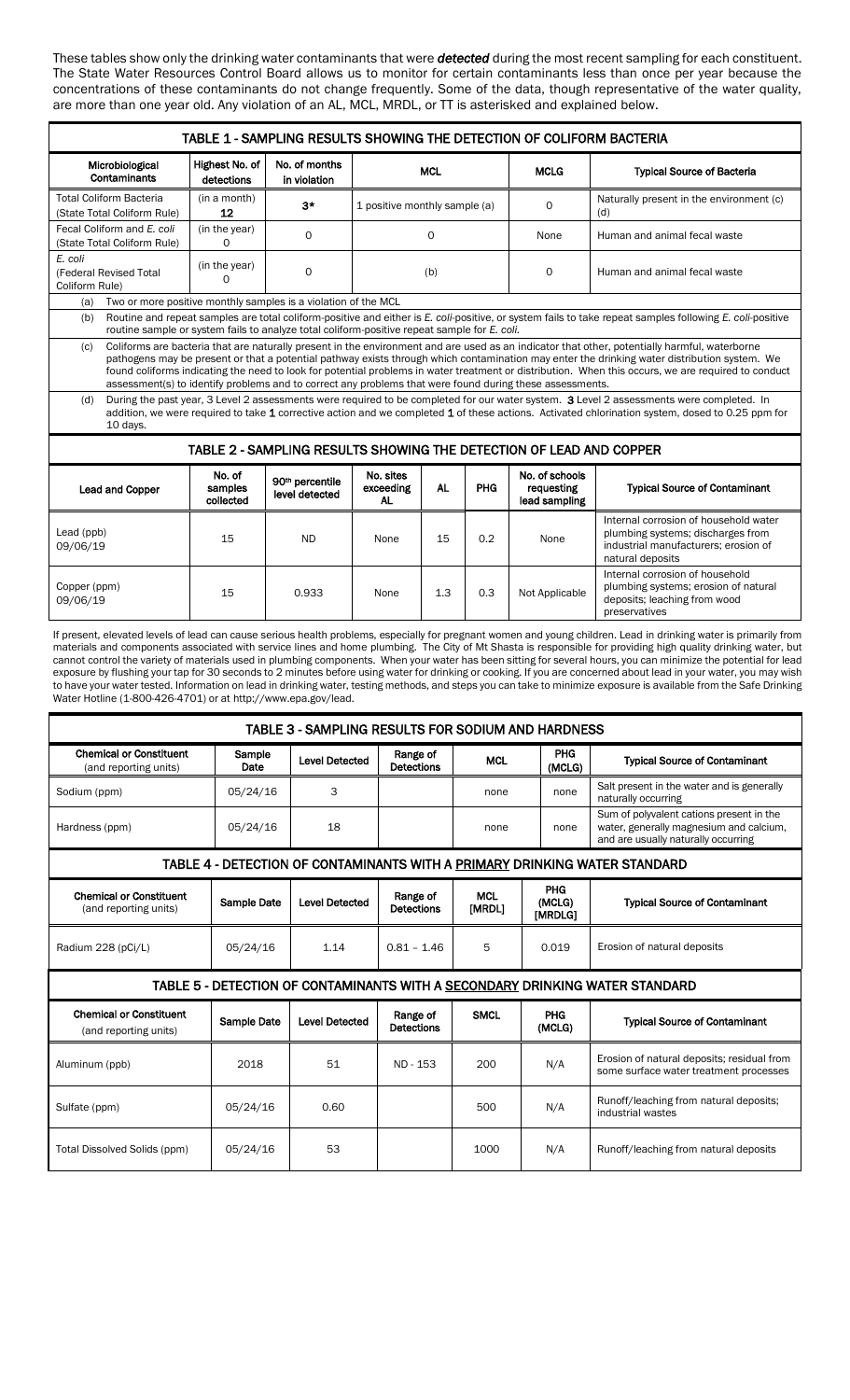These tables show only the drinking water contaminants that were ***detected*** during the most recent sampling for each constituent. The State Water Resources Control Board allows us to monitor for certain contaminants less than once per year because the concentrations of these contaminants do not change frequently. Some of the data, though representative of the water quality, are more than one year old. Any violation of an AL, MCL, MRDL, or TT is asterisked and explained below.

## TABLE 1 - SAMPLING RESULTS SHOWING THE DETECTION OF COLIFORM BACTERIA

| Microbiological Contaminants | Highest No. of detections | No. of months in violation | MCL | MCLG | Typical Source of Bacteria |
|---|---|---|---|---|---|
| Total Coliform Bacteria (State Total Coliform Rule) | (in a month) **12** | **3\*** | 1 positive monthly sample (a) | 0 | Naturally present in the environment (c) (d) |
| Fecal Coliform and *E. coli* (State Total Coliform Rule) | (in the year) 0 | 0 | 0 | None | Human and animal fecal waste |
| *E. coli* (Federal Revised Total Coliform Rule) | (in the year) 0 | 0 | (b) | 0 | Human and animal fecal waste |

(a) Two or more positive monthly samples is a violation of the MCL

(b) Routine and repeat samples are total coliform-positive and either is *E. coli*-positive, or system fails to take repeat samples following *E. coli*-positive routine sample or system fails to analyze total coliform-positive repeat sample for *E. coli*.

(c) Coliforms are bacteria that are naturally present in the environment and are used as an indicator that other, potentially harmful, waterborne pathogens may be present or that a potential pathway exists through which contamination may enter the drinking water distribution system. We found coliforms indicating the need to look for potential problems in water treatment or distribution. When this occurs, we are required to conduct assessment(s) to identify problems and to correct any problems that were found during these assessments.

(d) During the past year, 3 Level 2 assessments were required to be completed for our water system. **3** Level 2 assessments were completed. In addition, we were required to take **1** corrective action and we completed **1** of these actions. Activated chlorination system, dosed to 0.25 ppm for 10 days.

## TABLE 2 - SAMPLING RESULTS SHOWING THE DETECTION OF LEAD AND COPPER

| Lead and Copper | No. of samples collected | 90th percentile level detected | No. sites exceeding AL | AL | PHG | No. of schools requesting lead sampling | Typical Source of Contaminant |
|---|---|---|---|---|---|---|---|
| Lead (ppb) 09/06/19 | 15 | ND | None | 15 | 0.2 | None | Internal corrosion of household water plumbing systems; discharges from industrial manufacturers; erosion of natural deposits |
| Copper (ppm) 09/06/19 | 15 | 0.933 | None | 1.3 | 0.3 | Not Applicable | Internal corrosion of household plumbing systems; erosion of natural deposits; leaching from wood preservatives |

If present, elevated levels of lead can cause serious health problems, especially for pregnant women and young children. Lead in drinking water is primarily from materials and components associated with service lines and home plumbing. The City of Mt Shasta is responsible for providing high quality drinking water, but cannot control the variety of materials used in plumbing components. When your water has been sitting for several hours, you can minimize the potential for lead exposure by flushing your tap for 30 seconds to 2 minutes before using water for drinking or cooking. If you are concerned about lead in your water, you may wish to have your water tested. Information on lead in drinking water, testing methods, and steps you can take to minimize exposure is available from the Safe Drinking Water Hotline (1-800-426-4701) or at http://www.epa.gov/lead.

## TABLE 3 - SAMPLING RESULTS FOR SODIUM AND HARDNESS

| Chemical or Constituent (and reporting units) | Sample Date | Level Detected | Range of Detections | MCL | PHG (MCLG) | Typical Source of Contaminant |
|---|---|---|---|---|---|---|
| Sodium (ppm) | 05/24/16 | 3 | | none | none | Salt present in the water and is generally naturally occurring |
| Hardness (ppm) | 05/24/16 | 18 | | none | none | Sum of polyvalent cations present in the water, generally magnesium and calcium, and are usually naturally occurring |

## TABLE 4 - DETECTION OF CONTAMINANTS WITH A PRIMARY DRINKING WATER STANDARD

| Chemical or Constituent (and reporting units) | Sample Date | Level Detected | Range of Detections | MCL [MRDL] | PHG (MCLG) [MRDLG] | Typical Source of Contaminant |
|---|---|---|---|---|---|---|
| Radium 228 (pCi/L) | 05/24/16 | 1.14 | 0.81 – 1.46 | 5 | 0.019 | Erosion of natural deposits |

## TABLE 5 - DETECTION OF CONTAMINANTS WITH A SECONDARY DRINKING WATER STANDARD

| Chemical or Constituent (and reporting units) | Sample Date | Level Detected | Range of Detections | SMCL | PHG (MCLG) | Typical Source of Contaminant |
|---|---|---|---|---|---|---|
| Aluminum (ppb) | 2018 | 51 | ND - 153 | 200 | N/A | Erosion of natural deposits; residual from some surface water treatment processes |
| Sulfate (ppm) | 05/24/16 | 0.60 | | 500 | N/A | Runoff/leaching from natural deposits; industrial wastes |
| Total Dissolved Solids (ppm) | 05/24/16 | 53 | | 1000 | N/A | Runoff/leaching from natural deposits |